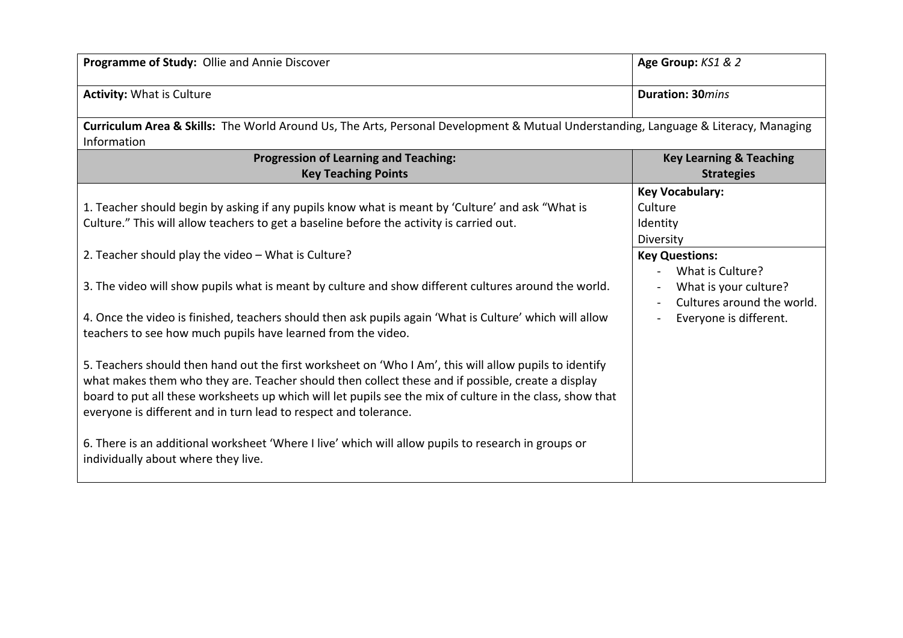| **Programme of Study:** Ollie and Annie Discover | **Age Group:** *KS1 & 2* |
|---|---|
| **Activity:** What is Culture | **Duration: 30***mins* |
| **Curriculum Area & Skills:** The World Around Us, The Arts, Personal Development & Mutual Understanding, Language & Literacy, Managing Information | |
| **Progression of Learning and Teaching: Key Teaching Points** | **Key Learning & Teaching Strategies** |
| 1. Teacher should begin by asking if any pupils know what is meant by 'Culture' and ask "What is Culture." This will allow teachers to get a baseline before the activity is carried out.<br><br>2. Teacher should play the video – What is Culture?<br><br>3. The video will show pupils what is meant by culture and show different cultures around the world.<br><br>4. Once the video is finished, teachers should then ask pupils again 'What is Culture' which will allow teachers to see how much pupils have learned from the video.<br><br>5. Teachers should then hand out the first worksheet on 'Who I Am', this will allow pupils to identify what makes them who they are. Teacher should then collect these and if possible, create a display board to put all these worksheets up which will let pupils see the mix of culture in the class, show that everyone is different and in turn lead to respect and tolerance.<br><br>6. There is an additional worksheet 'Where I live' which will allow pupils to research in groups or individually about where they live. | **Key Vocabulary:**<br>Culture<br>Identity<br>Diversity<br><br>**Key Questions:**<br>- What is Culture?<br>- What is your culture?<br>- Cultures around the world.<br>- Everyone is different. |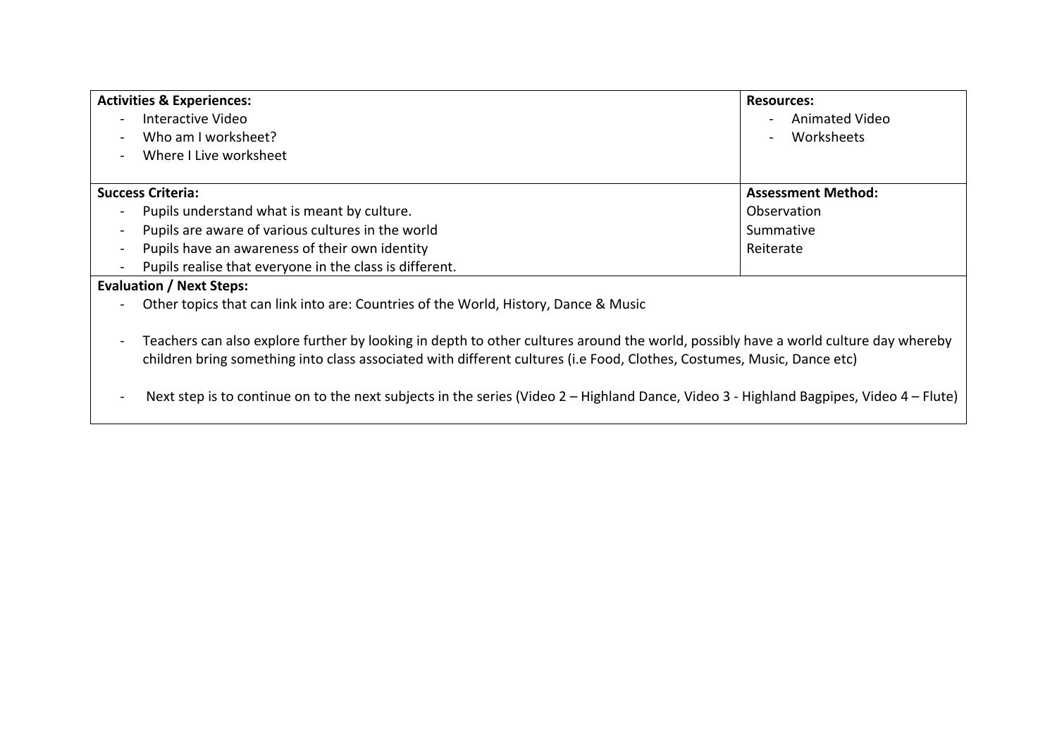| | |
|---|---|
| **Activities & Experiences:**<br>- Interactive Video<br>- Who am I worksheet?<br>- Where I Live worksheet | **Resources:**<br>- Animated Video<br>- Worksheets |
| **Success Criteria:**<br>- Pupils understand what is meant by culture.<br>- Pupils are aware of various cultures in the world<br>- Pupils have an awareness of their own identity<br>- Pupils realise that everyone in the class is different. | **Assessment Method:**<br>Observation<br>Summative<br>Reiterate |

**Evaluation / Next Steps:**

- Other topics that can link into are: Countries of the World, History, Dance & Music

- Teachers can also explore further by looking in depth to other cultures around the world, possibly have a world culture day whereby children bring something into class associated with different cultures (i.e Food, Clothes, Costumes, Music, Dance etc)

- Next step is to continue on to the next subjects in the series (Video 2 – Highland Dance, Video 3 - Highland Bagpipes, Video 4 – Flute)